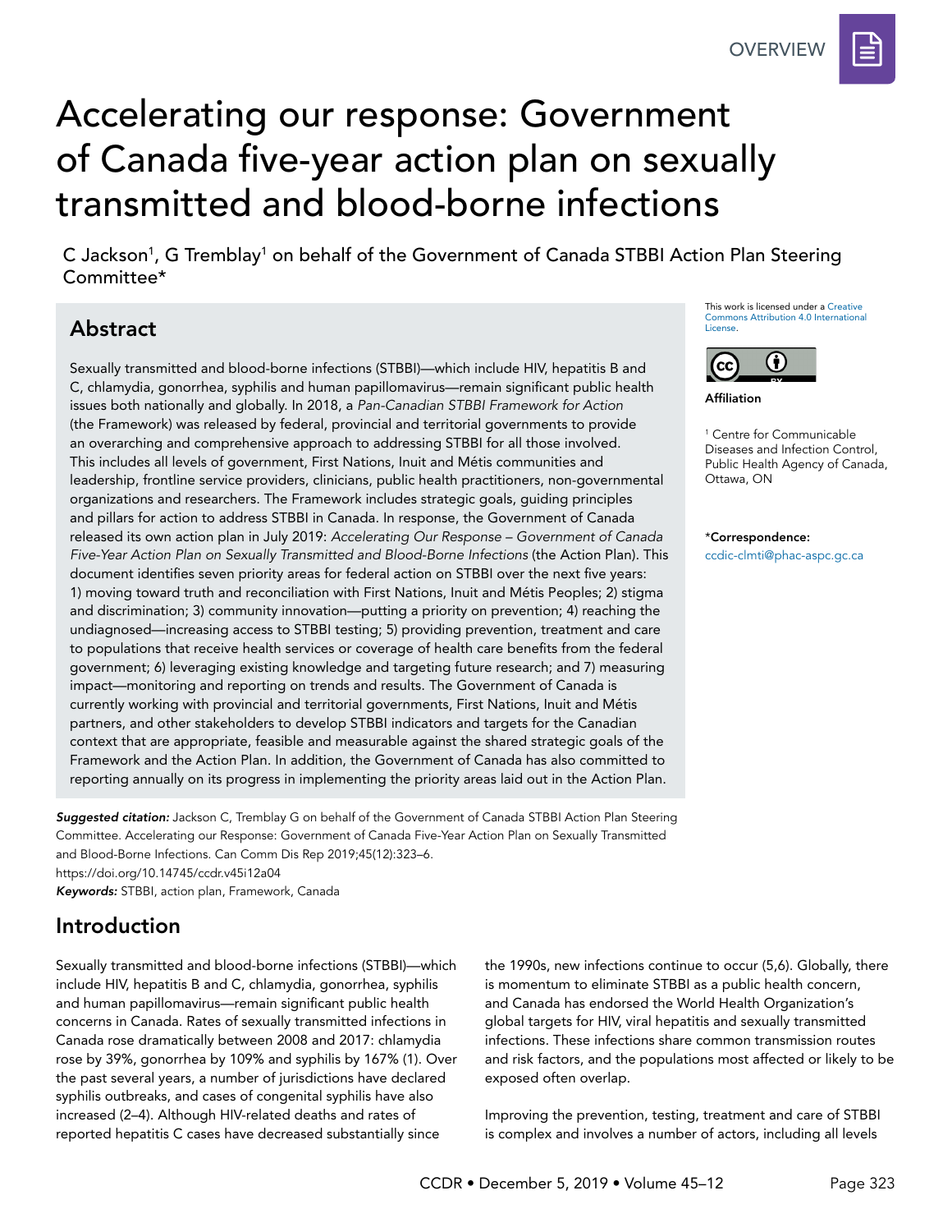OVERVIEW

# Accelerating our response: Government of Canada five-year action plan on sexually transmitted and blood-borne infections

C Jackson[1], G Tremblay[1] on behalf of the Government of Canada STBBI Action Plan Steering Committee*

This work is licensed under a Creative Commons Attribution 4.0 International License.

**Affiliation**

[1] Centre for Communicable Diseases and Infection Control, Public Health Agency of Canada, Ottawa, ON

***Correspondence:**
ccdic-clmti@phac-aspc.gc.ca

## Abstract

Sexually transmitted and blood-borne infections (STBBI)—which include HIV, hepatitis B and C, chlamydia, gonorrhea, syphilis and human papillomavirus—remain significant public health issues both nationally and globally. In 2018, a *Pan-Canadian STBBI Framework for Action* (the Framework) was released by federal, provincial and territorial governments to provide an overarching and comprehensive approach to addressing STBBI for all those involved. This includes all levels of government, First Nations, Inuit and Métis communities and leadership, frontline service providers, clinicians, public health practitioners, non-governmental organizations and researchers. The Framework includes strategic goals, guiding principles and pillars for action to address STBBI in Canada. In response, the Government of Canada released its own action plan in July 2019: *Accelerating Our Response – Government of Canada Five-Year Action Plan on Sexually Transmitted and Blood-Borne Infections* (the Action Plan). This document identifies seven priority areas for federal action on STBBI over the next five years: 1) moving toward truth and reconciliation with First Nations, Inuit and Métis Peoples; 2) stigma and discrimination; 3) community innovation—putting a priority on prevention; 4) reaching the undiagnosed—increasing access to STBBI testing; 5) providing prevention, treatment and care to populations that receive health services or coverage of health care benefits from the federal government; 6) leveraging existing knowledge and targeting future research; and 7) measuring impact—monitoring and reporting on trends and results. The Government of Canada is currently working with provincial and territorial governments, First Nations, Inuit and Métis partners, and other stakeholders to develop STBBI indicators and targets for the Canadian context that are appropriate, feasible and measurable against the shared strategic goals of the Framework and the Action Plan. In addition, the Government of Canada has also committed to reporting annually on its progress in implementing the priority areas laid out in the Action Plan.

***Suggested citation:*** Jackson C, Tremblay G on behalf of the Government of Canada STBBI Action Plan Steering Committee. Accelerating our Response: Government of Canada Five-Year Action Plan on Sexually Transmitted and Blood-Borne Infections. Can Comm Dis Rep 2019;45(12):323–6.
https://doi.org/10.14745/ccdr.v45i12a04

***Keywords:*** STBBI, action plan, Framework, Canada

## Introduction

Sexually transmitted and blood-borne infections (STBBI)—which include HIV, hepatitis B and C, chlamydia, gonorrhea, syphilis and human papillomavirus—remain significant public health concerns in Canada. Rates of sexually transmitted infections in Canada rose dramatically between 2008 and 2017: chlamydia rose by 39%, gonorrhea by 109% and syphilis by 167% (1). Over the past several years, a number of jurisdictions have declared syphilis outbreaks, and cases of congenital syphilis have also increased (2–4). Although HIV-related deaths and rates of reported hepatitis C cases have decreased substantially since the 1990s, new infections continue to occur (5,6). Globally, there is momentum to eliminate STBBI as a public health concern, and Canada has endorsed the World Health Organization's global targets for HIV, viral hepatitis and sexually transmitted infections. These infections share common transmission routes and risk factors, and the populations most affected or likely to be exposed often overlap.

Improving the prevention, testing, treatment and care of STBBI is complex and involves a number of actors, including all levels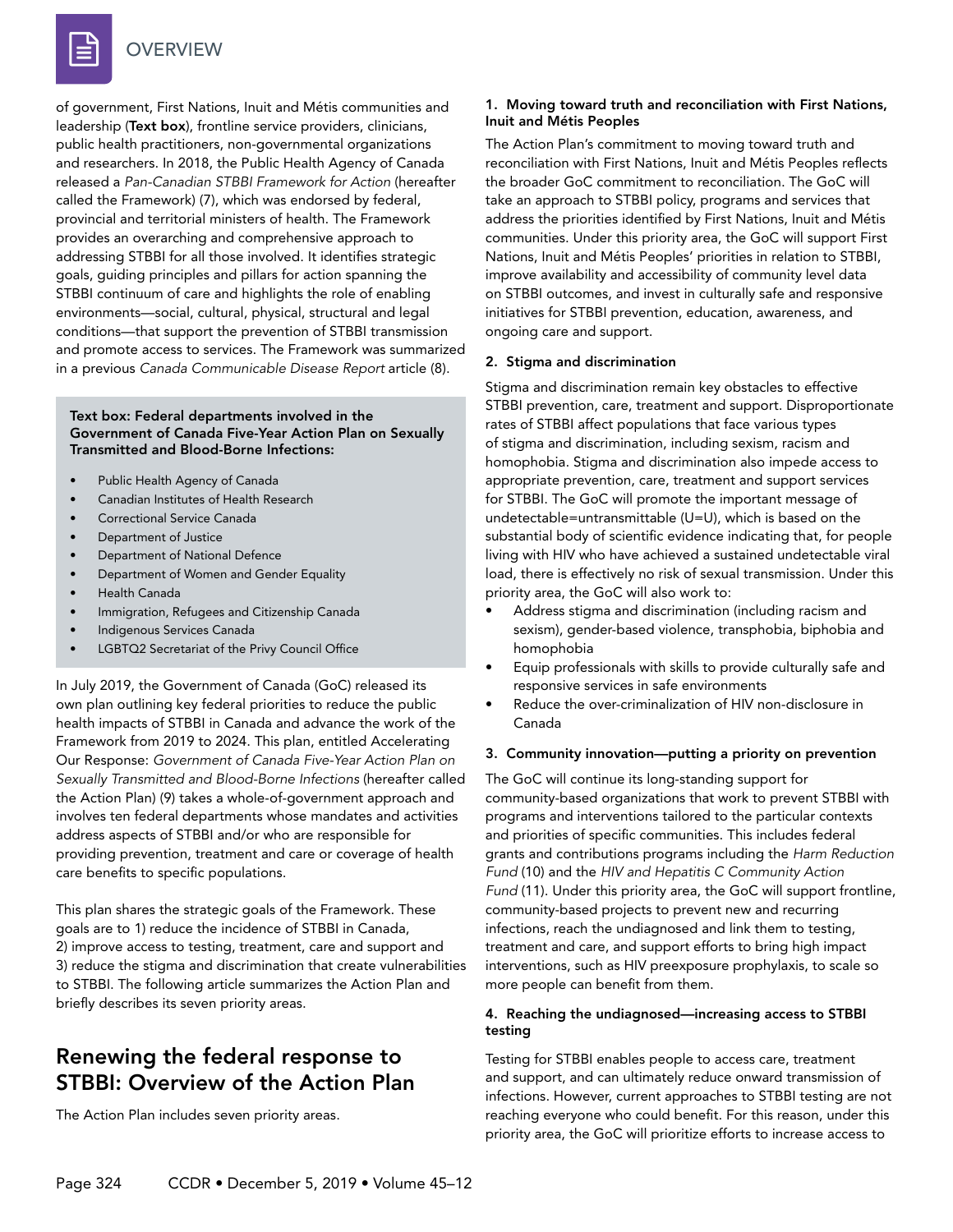of government, First Nations, Inuit and Métis communities and leadership (**Text box**), frontline service providers, clinicians, public health practitioners, non-governmental organizations and researchers. In 2018, the Public Health Agency of Canada released a *Pan-Canadian STBBI Framework for Action* (hereafter called the Framework) (7), which was endorsed by federal, provincial and territorial ministers of health. The Framework provides an overarching and comprehensive approach to addressing STBBI for all those involved. It identifies strategic goals, guiding principles and pillars for action spanning the STBBI continuum of care and highlights the role of enabling environments—social, cultural, physical, structural and legal conditions—that support the prevention of STBBI transmission and promote access to services. The Framework was summarized in a previous *Canada Communicable Disease Report* article (8).

**Text box: Federal departments involved in the Government of Canada Five-Year Action Plan on Sexually Transmitted and Blood-Borne Infections:**

- Public Health Agency of Canada
- Canadian Institutes of Health Research
- Correctional Service Canada
- Department of Justice
- Department of National Defence
- Department of Women and Gender Equality
- Health Canada
- Immigration, Refugees and Citizenship Canada
- Indigenous Services Canada
- LGBTQ2 Secretariat of the Privy Council Office

In July 2019, the Government of Canada (GoC) released its own plan outlining key federal priorities to reduce the public health impacts of STBBI in Canada and advance the work of the Framework from 2019 to 2024. This plan, entitled Accelerating Our Response: *Government of Canada Five-Year Action Plan on Sexually Transmitted and Blood-Borne Infections* (hereafter called the Action Plan) (9) takes a whole-of-government approach and involves ten federal departments whose mandates and activities address aspects of STBBI and/or who are responsible for providing prevention, treatment and care or coverage of health care benefits to specific populations.

This plan shares the strategic goals of the Framework. These goals are to 1) reduce the incidence of STBBI in Canada, 2) improve access to testing, treatment, care and support and 3) reduce the stigma and discrimination that create vulnerabilities to STBBI. The following article summarizes the Action Plan and briefly describes its seven priority areas.

## Renewing the federal response to STBBI: Overview of the Action Plan

The Action Plan includes seven priority areas.

### 1. Moving toward truth and reconciliation with First Nations, Inuit and Métis Peoples

The Action Plan's commitment to moving toward truth and reconciliation with First Nations, Inuit and Métis Peoples reflects the broader GoC commitment to reconciliation. The GoC will take an approach to STBBI policy, programs and services that address the priorities identified by First Nations, Inuit and Métis communities. Under this priority area, the GoC will support First Nations, Inuit and Métis Peoples' priorities in relation to STBBI, improve availability and accessibility of community level data on STBBI outcomes, and invest in culturally safe and responsive initiatives for STBBI prevention, education, awareness, and ongoing care and support.

### 2. Stigma and discrimination

Stigma and discrimination remain key obstacles to effective STBBI prevention, care, treatment and support. Disproportionate rates of STBBI affect populations that face various types of stigma and discrimination, including sexism, racism and homophobia. Stigma and discrimination also impede access to appropriate prevention, care, treatment and support services for STBBI. The GoC will promote the important message of undetectable=untransmittable (U=U), which is based on the substantial body of scientific evidence indicating that, for people living with HIV who have achieved a sustained undetectable viral load, there is effectively no risk of sexual transmission. Under this priority area, the GoC will also work to:

- Address stigma and discrimination (including racism and sexism), gender-based violence, transphobia, biphobia and homophobia
- Equip professionals with skills to provide culturally safe and responsive services in safe environments
- Reduce the over-criminalization of HIV non-disclosure in Canada

### 3. Community innovation—putting a priority on prevention

The GoC will continue its long-standing support for community-based organizations that work to prevent STBBI with programs and interventions tailored to the particular contexts and priorities of specific communities. This includes federal grants and contributions programs including the *Harm Reduction Fund* (10) and the *HIV and Hepatitis C Community Action Fund* (11). Under this priority area, the GoC will support frontline, community-based projects to prevent new and recurring infections, reach the undiagnosed and link them to testing, treatment and care, and support efforts to bring high impact interventions, such as HIV preexposure prophylaxis, to scale so more people can benefit from them.

### 4. Reaching the undiagnosed—increasing access to STBBI testing

Testing for STBBI enables people to access care, treatment and support, and can ultimately reduce onward transmission of infections. However, current approaches to STBBI testing are not reaching everyone who could benefit. For this reason, under this priority area, the GoC will prioritize efforts to increase access to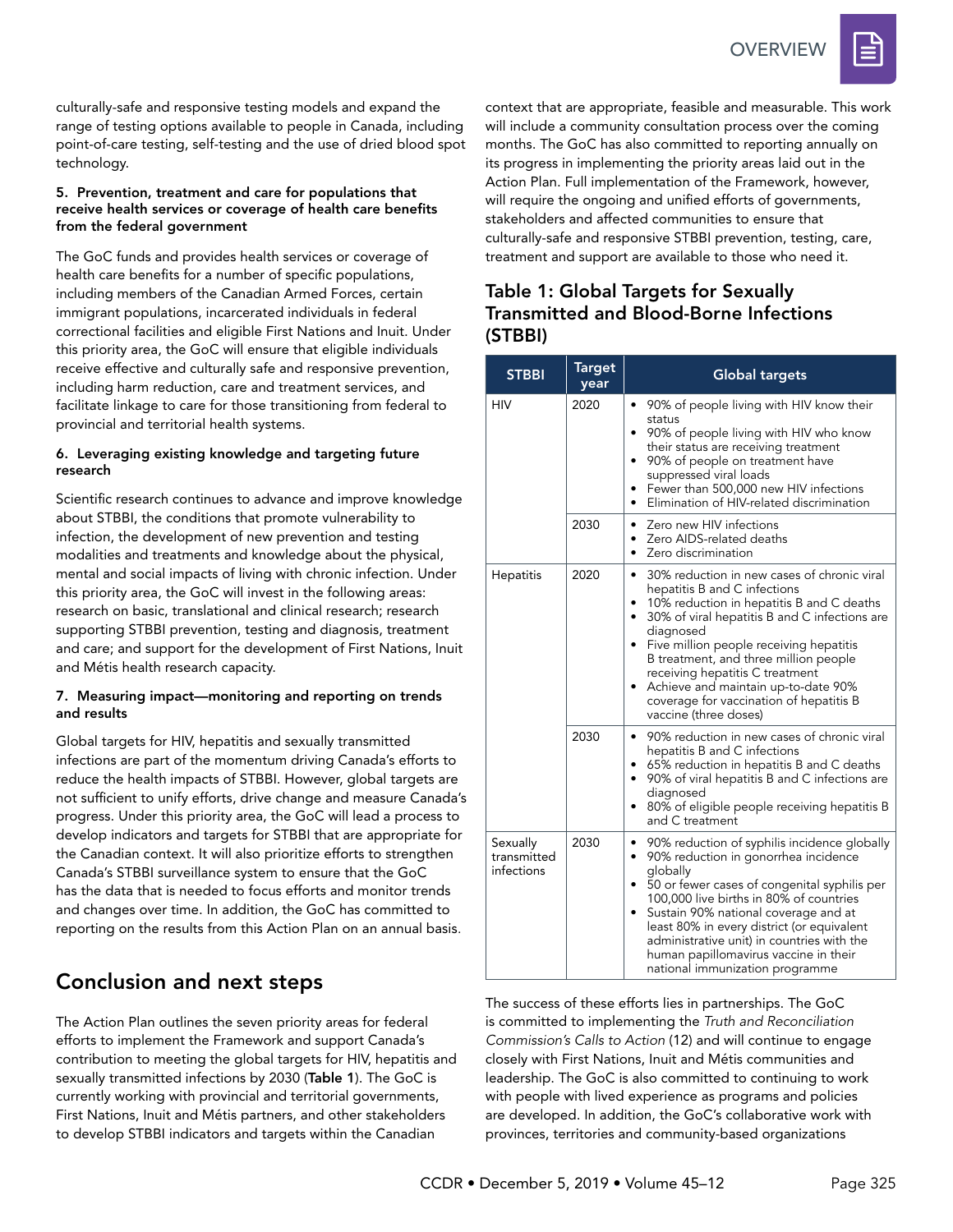culturally-safe and responsive testing models and expand the range of testing options available to people in Canada, including point-of-care testing, self-testing and the use of dried blood spot technology.

**5. Prevention, treatment and care for populations that receive health services or coverage of health care benefits from the federal government**

The GoC funds and provides health services or coverage of health care benefits for a number of specific populations, including members of the Canadian Armed Forces, certain immigrant populations, incarcerated individuals in federal correctional facilities and eligible First Nations and Inuit. Under this priority area, the GoC will ensure that eligible individuals receive effective and culturally safe and responsive prevention, including harm reduction, care and treatment services, and facilitate linkage to care for those transitioning from federal to provincial and territorial health systems.

**6. Leveraging existing knowledge and targeting future research**

Scientific research continues to advance and improve knowledge about STBBI, the conditions that promote vulnerability to infection, the development of new prevention and testing modalities and treatments and knowledge about the physical, mental and social impacts of living with chronic infection. Under this priority area, the GoC will invest in the following areas: research on basic, translational and clinical research; research supporting STBBI prevention, testing and diagnosis, treatment and care; and support for the development of First Nations, Inuit and Métis health research capacity.

**7. Measuring impact—monitoring and reporting on trends and results**

Global targets for HIV, hepatitis and sexually transmitted infections are part of the momentum driving Canada's efforts to reduce the health impacts of STBBI. However, global targets are not sufficient to unify efforts, drive change and measure Canada's progress. Under this priority area, the GoC will lead a process to develop indicators and targets for STBBI that are appropriate for the Canadian context. It will also prioritize efforts to strengthen Canada's STBBI surveillance system to ensure that the GoC has the data that is needed to focus efforts and monitor trends and changes over time. In addition, the GoC has committed to reporting on the results from this Action Plan on an annual basis.

## Conclusion and next steps

The Action Plan outlines the seven priority areas for federal efforts to implement the Framework and support Canada's contribution to meeting the global targets for HIV, hepatitis and sexually transmitted infections by 2030 (**Table 1**). The GoC is currently working with provincial and territorial governments, First Nations, Inuit and Métis partners, and other stakeholders to develop STBBI indicators and targets within the Canadian context that are appropriate, feasible and measurable. This work will include a community consultation process over the coming months. The GoC has also committed to reporting annually on its progress in implementing the priority areas laid out in the Action Plan. Full implementation of the Framework, however, will require the ongoing and unified efforts of governments, stakeholders and affected communities to ensure that culturally-safe and responsive STBBI prevention, testing, care, treatment and support are available to those who need it.

### Table 1: Global Targets for Sexually Transmitted and Blood-Borne Infections (STBBI)

| STBBI | Target year | Global targets |
|---|---|---|
| HIV | 2020 | • 90% of people living with HIV know their status<br>• 90% of people living with HIV who know their status are receiving treatment<br>• 90% of people on treatment have suppressed viral loads<br>• Fewer than 500,000 new HIV infections<br>• Elimination of HIV-related discrimination |
| | 2030 | • Zero new HIV infections<br>• Zero AIDS-related deaths<br>• Zero discrimination |
| Hepatitis | 2020 | • 30% reduction in new cases of chronic viral hepatitis B and C infections<br>• 10% reduction in hepatitis B and C deaths<br>• 30% of viral hepatitis B and C infections are diagnosed<br>• Five million people receiving hepatitis B treatment, and three million people receiving hepatitis C treatment<br>• Achieve and maintain up-to-date 90% coverage for vaccination of hepatitis B vaccine (three doses) |
| | 2030 | • 90% reduction in new cases of chronic viral hepatitis B and C infections<br>• 65% reduction in hepatitis B and C deaths<br>• 90% of viral hepatitis B and C infections are diagnosed<br>• 80% of eligible people receiving hepatitis B and C treatment |
| Sexually transmitted infections | 2030 | • 90% reduction of syphilis incidence globally<br>• 90% reduction in gonorrhea incidence globally<br>• 50 or fewer cases of congenital syphilis per 100,000 live births in 80% of countries<br>• Sustain 90% national coverage and at least 80% in every district (or equivalent administrative unit) in countries with the human papillomavirus vaccine in their national immunization programme |

The success of these efforts lies in partnerships. The GoC is committed to implementing the *Truth and Reconciliation Commission's Calls to Action* (12) and will continue to engage closely with First Nations, Inuit and Métis communities and leadership. The GoC is also committed to continuing to work with people with lived experience as programs and policies are developed. In addition, the GoC's collaborative work with provinces, territories and community-based organizations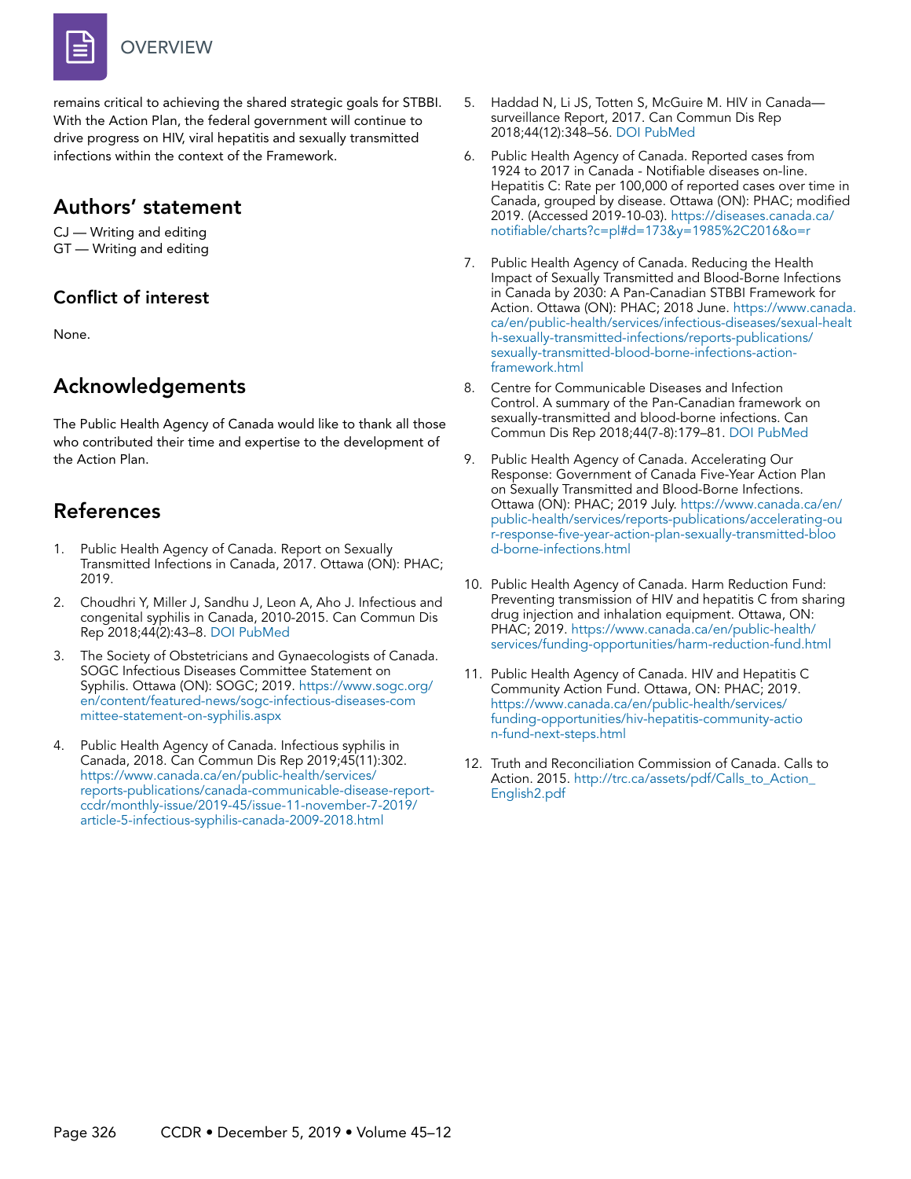remains critical to achieving the shared strategic goals for STBBI. With the Action Plan, the federal government will continue to drive progress on HIV, viral hepatitis and sexually transmitted infections within the context of the Framework.

## Authors' statement

CJ — Writing and editing
GT — Writing and editing

## Conflict of interest

None.

## Acknowledgements

The Public Health Agency of Canada would like to thank all those who contributed their time and expertise to the development of the Action Plan.

## References

1. Public Health Agency of Canada. Report on Sexually Transmitted Infections in Canada, 2017. Ottawa (ON): PHAC; 2019.
2. Choudhri Y, Miller J, Sandhu J, Leon A, Aho J. Infectious and congenital syphilis in Canada, 2010-2015. Can Commun Dis Rep 2018;44(2):43–8. DOI PubMed
3. The Society of Obstetricians and Gynaecologists of Canada. SOGC Infectious Diseases Committee Statement on Syphilis. Ottawa (ON): SOGC; 2019. https://www.sogc.org/en/content/featured-news/sogc-infectious-diseases-committee-statement-on-syphilis.aspx
4. Public Health Agency of Canada. Infectious syphilis in Canada, 2018. Can Commun Dis Rep 2019;45(11):302. https://www.canada.ca/en/public-health/services/reports-publications/canada-communicable-disease-report-ccdr/monthly-issue/2019-45/issue-11-november-7-2019/article-5-infectious-syphilis-canada-2009-2018.html
5. Haddad N, Li JS, Totten S, McGuire M. HIV in Canada—surveillance Report, 2017. Can Commun Dis Rep 2018;44(12):348–56. DOI PubMed
6. Public Health Agency of Canada. Reported cases from 1924 to 2017 in Canada - Notifiable diseases on-line. Hepatitis C: Rate per 100,000 of reported cases over time in Canada, grouped by disease. Ottawa (ON): PHAC; modified 2019. (Accessed 2019-10-03). https://diseases.canada.ca/notifiable/charts?c=pl#d=173&y=1985%2C2016&o=r
7. Public Health Agency of Canada. Reducing the Health Impact of Sexually Transmitted and Blood-Borne Infections in Canada by 2030: A Pan-Canadian STBBI Framework for Action. Ottawa (ON): PHAC; 2018 June. https://www.canada.ca/en/public-health/services/infectious-diseases/sexual-health-sexually-transmitted-infections/reports-publications/sexually-transmitted-blood-borne-infections-action-framework.html
8. Centre for Communicable Diseases and Infection Control. A summary of the Pan-Canadian framework on sexually-transmitted and blood-borne infections. Can Commun Dis Rep 2018;44(7-8):179–81. DOI PubMed
9. Public Health Agency of Canada. Accelerating Our Response: Government of Canada Five-Year Action Plan on Sexually Transmitted and Blood-Borne Infections. Ottawa (ON): PHAC; 2019 July. https://www.canada.ca/en/public-health/services/reports-publications/accelerating-our-response-five-year-action-plan-sexually-transmitted-blood-borne-infections.html
10. Public Health Agency of Canada. Harm Reduction Fund: Preventing transmission of HIV and hepatitis C from sharing drug injection and inhalation equipment. Ottawa, ON: PHAC; 2019. https://www.canada.ca/en/public-health/services/funding-opportunities/harm-reduction-fund.html
11. Public Health Agency of Canada. HIV and Hepatitis C Community Action Fund. Ottawa, ON: PHAC; 2019. https://www.canada.ca/en/public-health/services/funding-opportunities/hiv-hepatitis-community-action-fund-next-steps.html
12. Truth and Reconciliation Commission of Canada. Calls to Action. 2015. http://trc.ca/assets/pdf/Calls_to_Action_English2.pdf